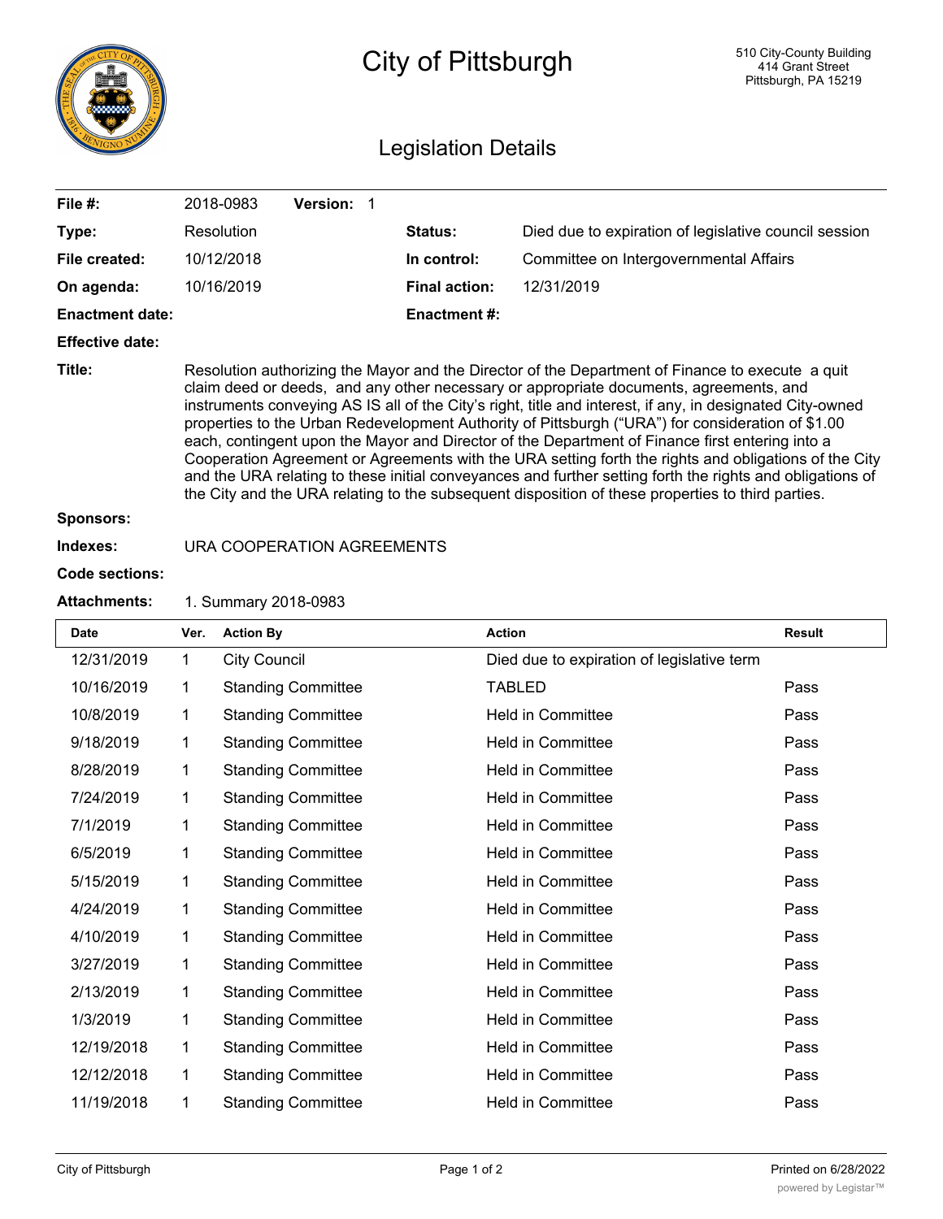# City of Pittsburgh

510 City-County Building
414 Grant Street
Pittsburgh, PA 15219

## Legislation Details

| | | | |
|---|---|---|---|
| **File #:** | 2018-0983 **Version:** 1 | | |
| **Type:** | Resolution | **Status:** | Died due to expiration of legislative council session |
| **File created:** | 10/12/2018 | **In control:** | Committee on Intergovernmental Affairs |
| **On agenda:** | 10/16/2019 | **Final action:** | 12/31/2019 |
| **Enactment date:** | | **Enactment #:** | |
| **Effective date:** | | | |

**Title:** Resolution authorizing the Mayor and the Director of the Department of Finance to execute a quit claim deed or deeds, and any other necessary or appropriate documents, agreements, and instruments conveying AS IS all of the City's right, title and interest, if any, in designated City-owned properties to the Urban Redevelopment Authority of Pittsburgh ("URA") for consideration of $1.00 each, contingent upon the Mayor and Director of the Department of Finance first entering into a Cooperation Agreement or Agreements with the URA setting forth the rights and obligations of the City and the URA relating to these initial conveyances and further setting forth the rights and obligations of the City and the URA relating to the subsequent disposition of these properties to third parties.

**Sponsors:**

**Indexes:** URA COOPERATION AGREEMENTS

**Code sections:**

**Attachments:** 1. Summary 2018-0983

| Date | Ver. | Action By | Action | Result |
|---|---|---|---|---|
| 12/31/2019 | 1 | City Council | Died due to expiration of legislative term | |
| 10/16/2019 | 1 | Standing Committee | TABLED | Pass |
| 10/8/2019 | 1 | Standing Committee | Held in Committee | Pass |
| 9/18/2019 | 1 | Standing Committee | Held in Committee | Pass |
| 8/28/2019 | 1 | Standing Committee | Held in Committee | Pass |
| 7/24/2019 | 1 | Standing Committee | Held in Committee | Pass |
| 7/1/2019 | 1 | Standing Committee | Held in Committee | Pass |
| 6/5/2019 | 1 | Standing Committee | Held in Committee | Pass |
| 5/15/2019 | 1 | Standing Committee | Held in Committee | Pass |
| 4/24/2019 | 1 | Standing Committee | Held in Committee | Pass |
| 4/10/2019 | 1 | Standing Committee | Held in Committee | Pass |
| 3/27/2019 | 1 | Standing Committee | Held in Committee | Pass |
| 2/13/2019 | 1 | Standing Committee | Held in Committee | Pass |
| 1/3/2019 | 1 | Standing Committee | Held in Committee | Pass |
| 12/19/2018 | 1 | Standing Committee | Held in Committee | Pass |
| 12/12/2018 | 1 | Standing Committee | Held in Committee | Pass |
| 11/19/2018 | 1 | Standing Committee | Held in Committee | Pass |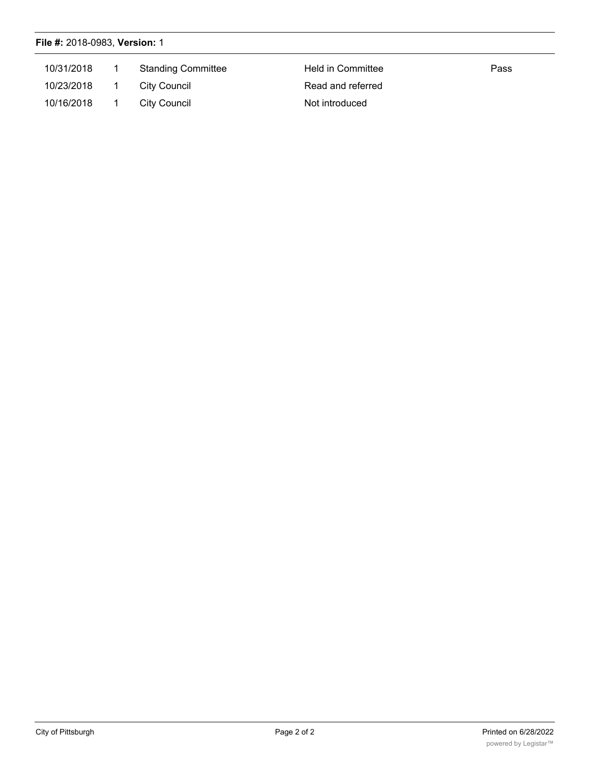**File #:** 2018-0983, **Version:** 1

| | | | | |
|---|---|---|---|---|
| 10/31/2018 | 1 | Standing Committee | Held in Committee | Pass |
| 10/23/2018 | 1 | City Council | Read and referred | |
| 10/16/2018 | 1 | City Council | Not introduced | |